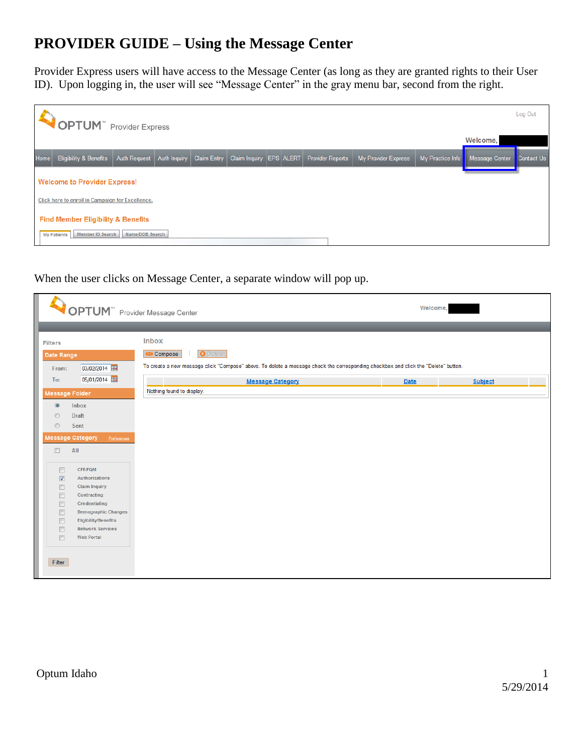# PROVIDER GUIDE – Using the Message Center

Provider Express users will have access to the Message Center (as long as they are granted rights to their User ID). Upon logging in, the user will see "Message Center" in the gray menu bar, second from the right.

When the user clicks on Message Center, a separate window will pop up.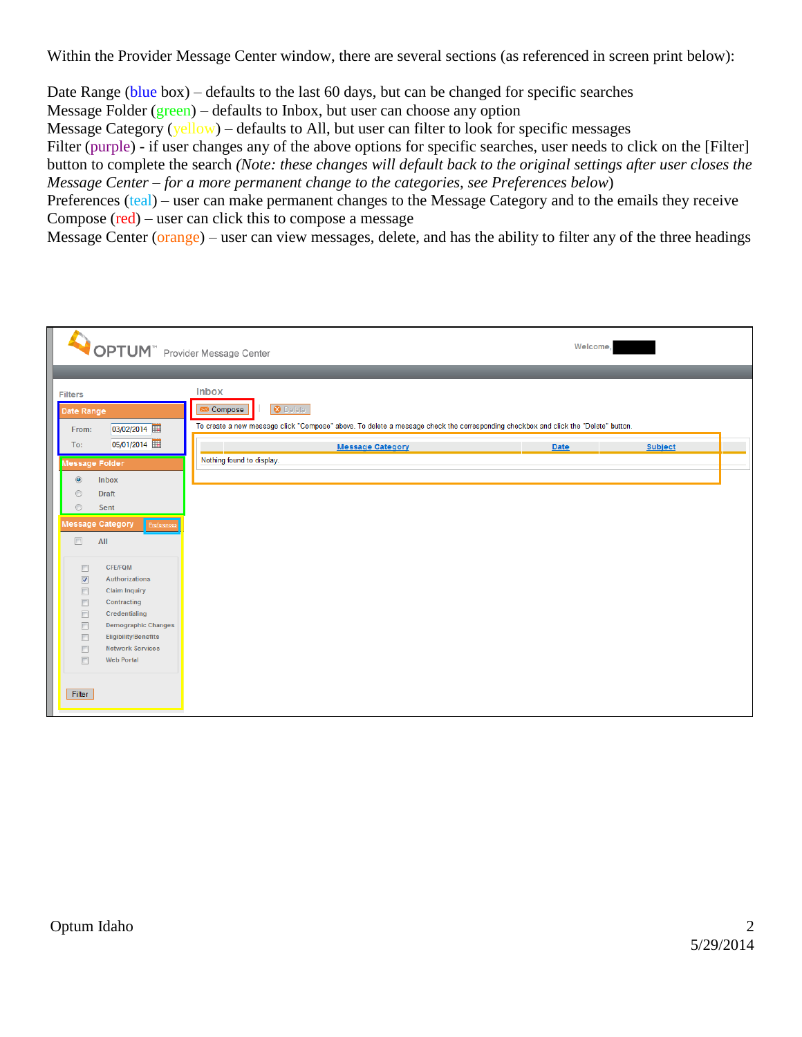Within the Provider Message Center window, there are several sections (as referenced in screen print below):

Date Range (blue box) – defaults to the last 60 days, but can be changed for specific searches
Message Folder (green) – defaults to Inbox, but user can choose any option
Message Category (yellow) – defaults to All, but user can filter to look for specific messages
Filter (purple) - if user changes any of the above options for specific searches, user needs to click on the [Filter] button to complete the search *(Note: these changes will default back to the original settings after user closes the Message Center – for a more permanent change to the categories, see Preferences below)*
Preferences (teal) – user can make permanent changes to the Message Category and to the emails they receive
Compose (red) – user can click this to compose a message
Message Center (orange) – user can view messages, delete, and has the ability to filter any of the three headings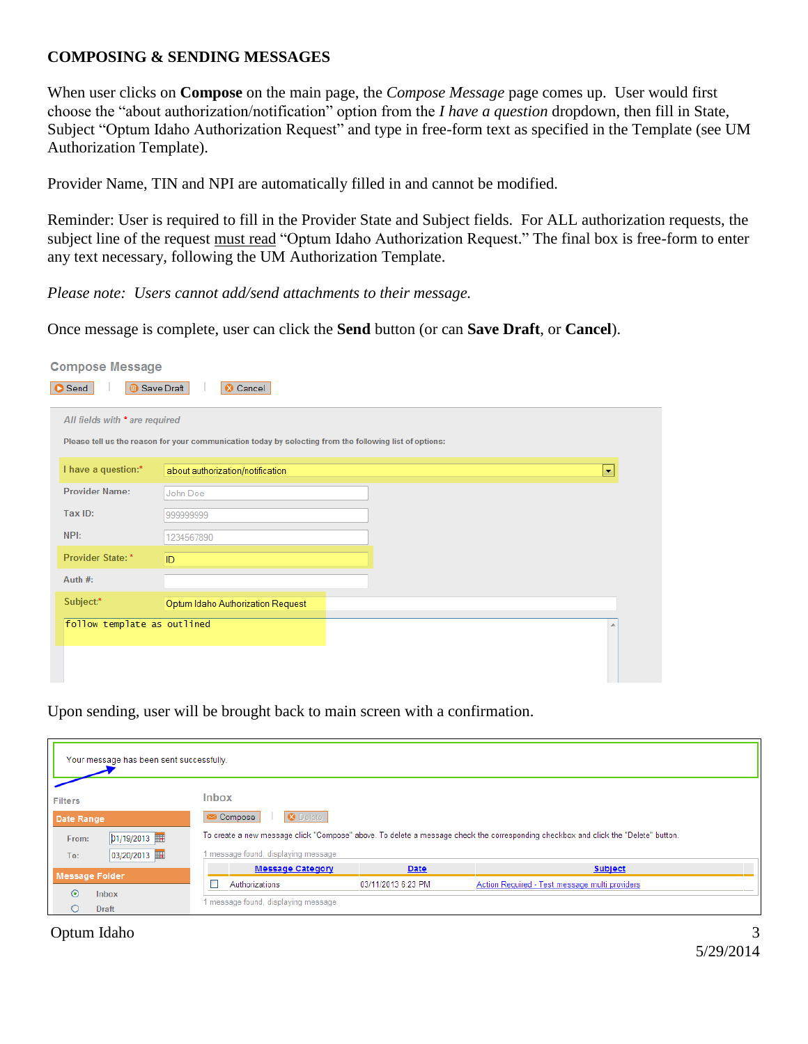# COMPOSING & SENDING MESSAGES

When user clicks on **Compose** on the main page, the *Compose Message* page comes up. User would first choose the "about authorization/notification" option from the *I have a question* dropdown, then fill in State, Subject "Optum Idaho Authorization Request" and type in free-form text as specified in the Template (see UM Authorization Template).

Provider Name, TIN and NPI are automatically filled in and cannot be modified.

Reminder: User is required to fill in the Provider State and Subject fields. For ALL authorization requests, the subject line of the request <u>must read</u> "Optum Idaho Authorization Request." The final box is free-form to enter any text necessary, following the UM Authorization Template.

*Please note: Users cannot add/send attachments to their message.*

Once message is complete, user can click the **Send** button (or can **Save Draft**, or **Cancel**).

Compose Message

Send | Save Draft | Cancel

*All fields with * are required*

Please tell us the reason for your communication today by selecting from the following list of options:

| | |
|---|---|
| I have a question:* | about authorization/notification |
| Provider Name: | John Doe |
| Tax ID: | 999999999 |
| NPI: | 1234567890 |
| Provider State:* | ID |
| Auth #: | |
| Subject:* | Optum Idaho Authorization Request |

```
follow template as outlined
```

Upon sending, user will be brought back to main screen with a confirmation.

Your message has been sent successfully.

Filters

Date Range

From: 01/19/2013

To: 03/20/2013

Message Folder

- Inbox
- Draft

Inbox

Compose | Delete

To create a new message click "Compose" above. To delete a message check the corresponding checkbox and click the "Delete" button.

1 message found, displaying message

| | Message Category | Date | Subject |
|---|---|---|---|
| ☐ | Authorizations | 03/11/2013 6:23 PM | Action Required - Test message multi providers |

1 message found, displaying message

Optum Idaho

5/29/2014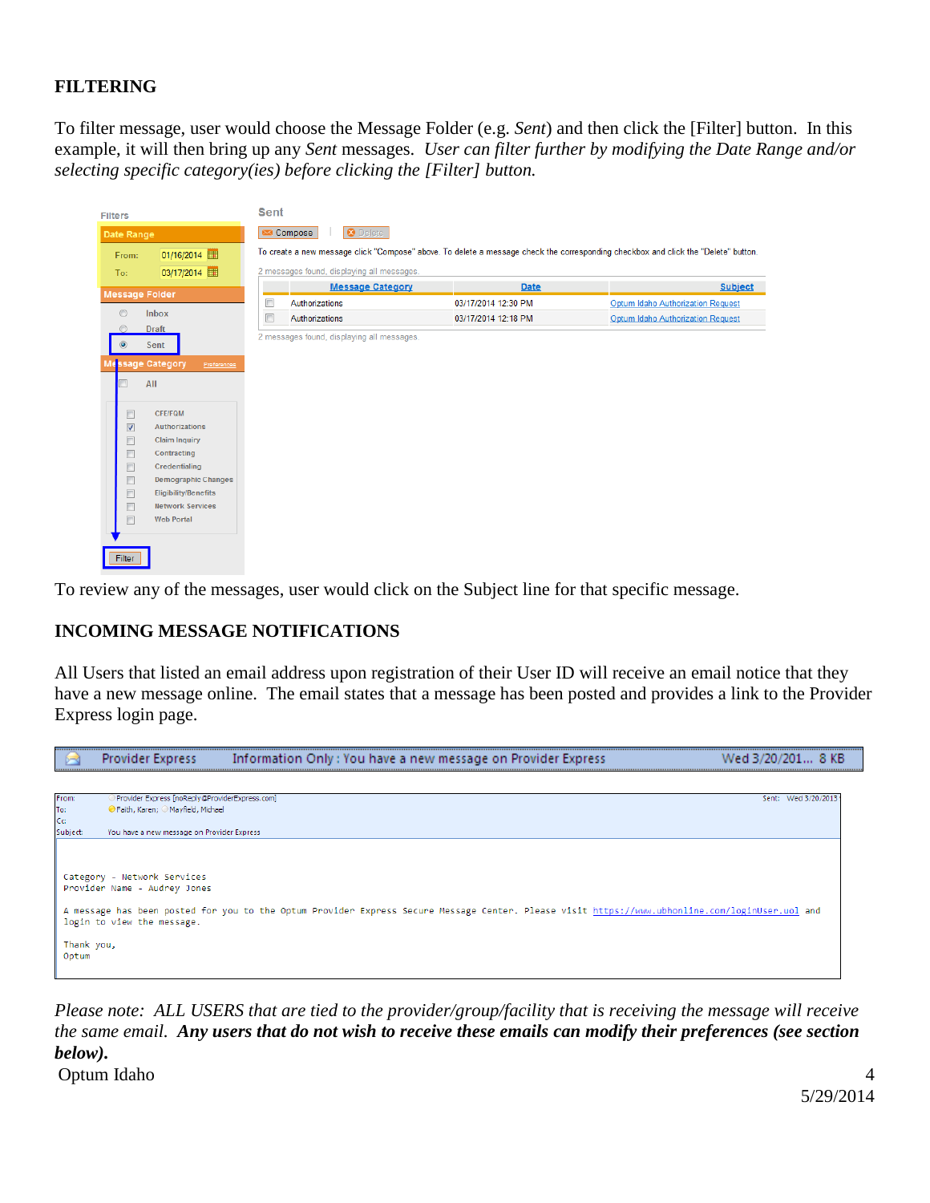## FILTERING

To filter message, user would choose the Message Folder (e.g. *Sent*) and then click the [Filter] button. In this example, it will then bring up any *Sent* messages. *User can filter further by modifying the Date Range and/or selecting specific category(ies) before clicking the [Filter] button.*

To review any of the messages, user would click on the Subject line for that specific message.

## INCOMING MESSAGE NOTIFICATIONS

All Users that listed an email address upon registration of their User ID will receive an email notice that they have a new message online. The email states that a message has been posted and provides a link to the Provider Express login page.

*Please note: ALL USERS that are tied to the provider/group/facility that is receiving the message will receive the same email.* ***Any users that do not wish to receive these emails can modify their preferences (see section below).***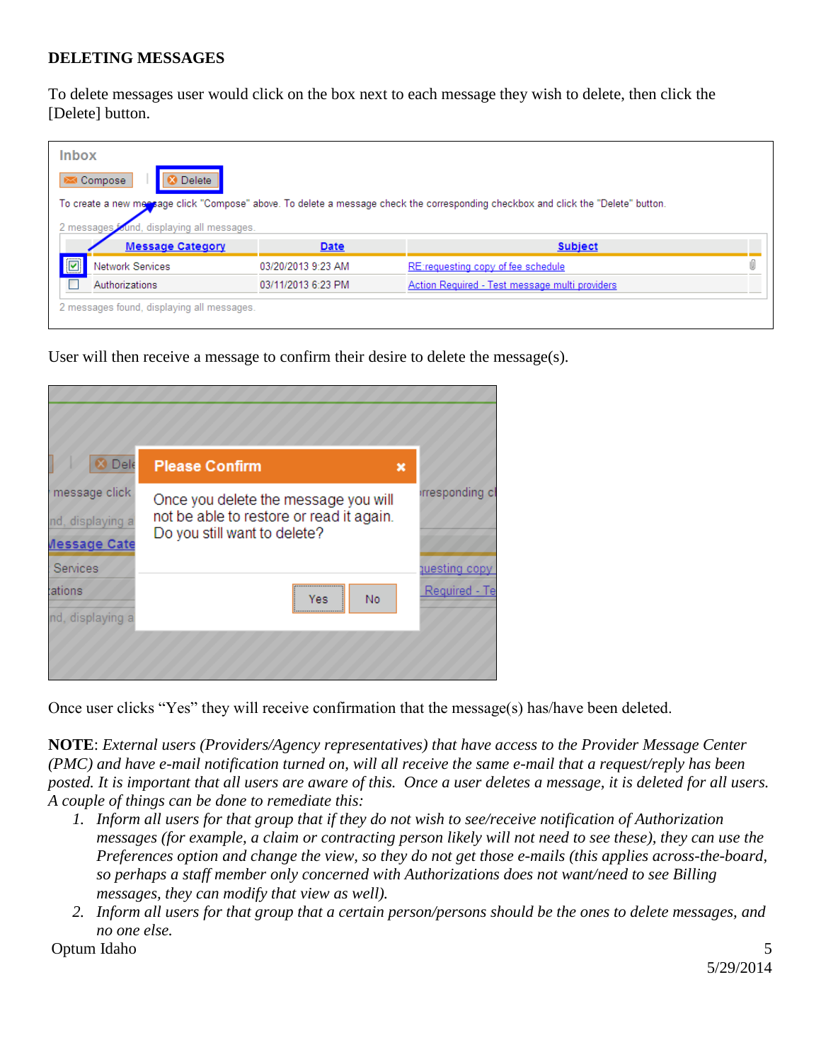**DELETING MESSAGES**

To delete messages user would click on the box next to each message they wish to delete, then click the [Delete] button.

User will then receive a message to confirm their desire to delete the message(s).

Once user clicks "Yes" they will receive confirmation that the message(s) has/have been deleted.

**NOTE**: *External users (Providers/Agency representatives) that have access to the Provider Message Center (PMC) and have e-mail notification turned on, will all receive the same e-mail that a request/reply has been posted. It is important that all users are aware of this. Once a user deletes a message, it is deleted for all users. A couple of things can be done to remediate this:*

1. *Inform all users for that group that if they do not wish to see/receive notification of Authorization messages (for example, a claim or contracting person likely will not need to see these), they can use the Preferences option and change the view, so they do not get those e-mails (this applies across-the-board, so perhaps a staff member only concerned with Authorizations does not want/need to see Billing messages, they can modify that view as well).*
2. *Inform all users for that group that a certain person/persons should be the ones to delete messages, and no one else.*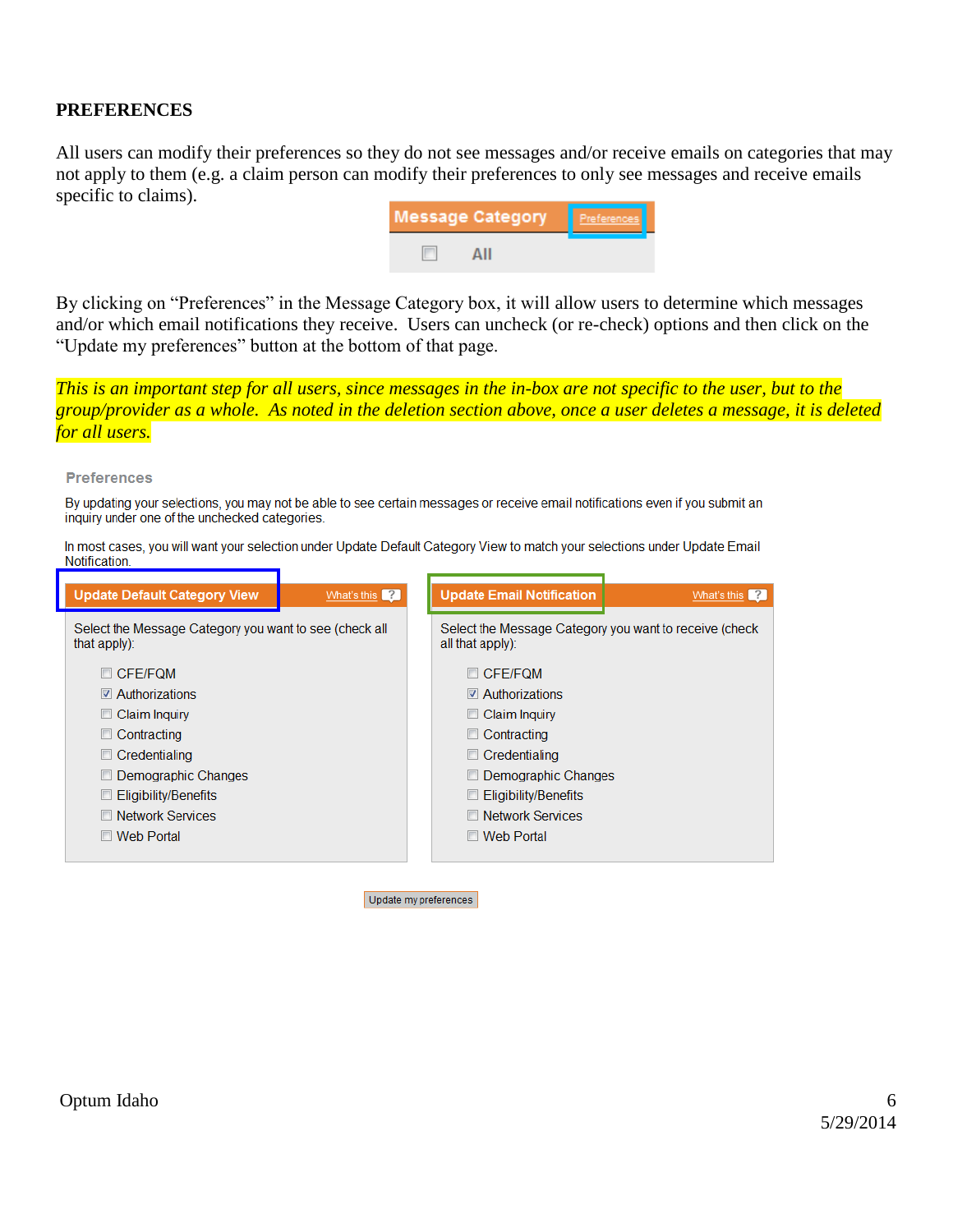## PREFERENCES

All users can modify their preferences so they do not see messages and/or receive emails on categories that may not apply to them (e.g. a claim person can modify their preferences to only see messages and receive emails specific to claims).

Message Category | Preferences

All

By clicking on "Preferences" in the Message Category box, it will allow users to determine which messages and/or which email notifications they receive. Users can uncheck (or re-check) options and then click on the "Update my preferences" button at the bottom of that page.

*This is an important step for all users, since messages in the in-box are not specific to the user, but to the group/provider as a whole. As noted in the deletion section above, once a user deletes a message, it is deleted for all users.*

**Preferences**

By updating your selections, you may not be able to see certain messages or receive email notifications even if you submit an inquiry under one of the unchecked categories.

In most cases, you will want your selection under Update Default Category View to match your selections under Update Email Notification.

**Update Default Category View** — What's this ?

Select the Message Category you want to see (check all that apply):

- [ ] CFE/FQM
- [x] Authorizations
- [ ] Claim Inquiry
- [ ] Contracting
- [ ] Credentialing
- [ ] Demographic Changes
- [ ] Eligibility/Benefits
- [ ] Network Services
- [ ] Web Portal

**Update Email Notification** — What's this ?

Select the Message Category you want to receive (check all that apply):

- [ ] CFE/FQM
- [x] Authorizations
- [ ] Claim Inquiry
- [ ] Contracting
- [ ] Credentialing
- [ ] Demographic Changes
- [ ] Eligibility/Benefits
- [ ] Network Services
- [ ] Web Portal

Update my preferences